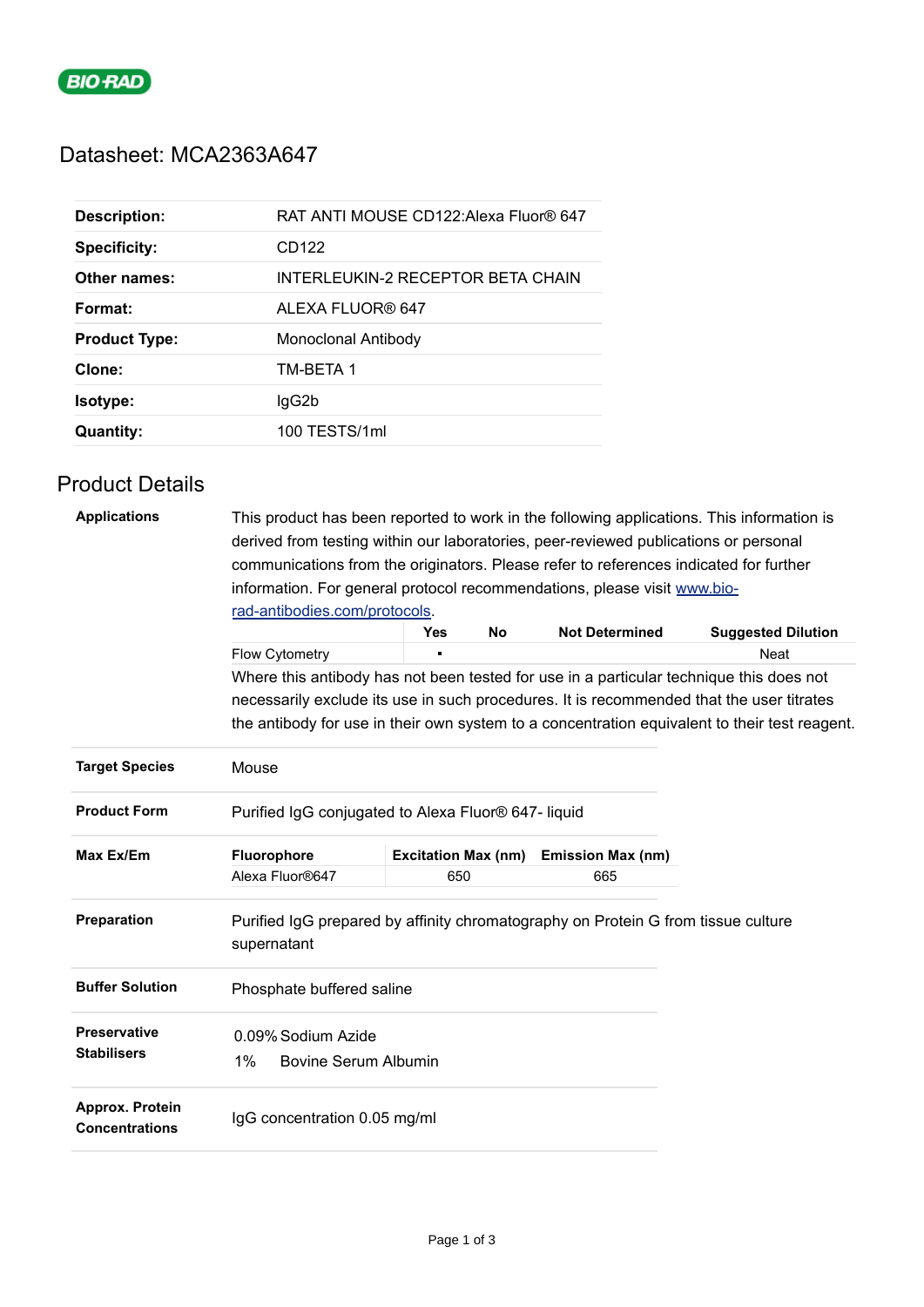BIO-RAD

# Datasheet: MCA2363A647

| | |
|---|---|
| **Description:** | RAT ANTI MOUSE CD122:Alexa Fluor® 647 |
| **Specificity:** | CD122 |
| **Other names:** | INTERLEUKIN-2 RECEPTOR BETA CHAIN |
| **Format:** | ALEXA FLUOR® 647 |
| **Product Type:** | Monoclonal Antibody |
| **Clone:** | TM-BETA 1 |
| **Isotype:** | IgG2b |
| **Quantity:** | 100 TESTS/1ml |

## Product Details

**Applications**

This product has been reported to work in the following applications. This information is derived from testing within our laboratories, peer-reviewed publications or personal communications from the originators. Please refer to references indicated for further information. For general protocol recommendations, please visit [www.bio-rad-antibodies.com/protocols](www.bio-rad-antibodies.com/protocols).

| | Yes | No | Not Determined | Suggested Dilution |
|---|---|---|---|---|
| Flow Cytometry | ▪ | | | Neat |

Where this antibody has not been tested for use in a particular technique this does not necessarily exclude its use in such procedures. It is recommended that the user titrates the antibody for use in their own system to a concentration equivalent to their test reagent.

**Target Species**

Mouse

**Product Form**

Purified IgG conjugated to Alexa Fluor® 647- liquid

**Max Ex/Em**

| Fluorophore | Excitation Max (nm) | Emission Max (nm) |
|---|---|---|
| Alexa Fluor®647 | 650 | 665 |

**Preparation**

Purified IgG prepared by affinity chromatography on Protein G from tissue culture supernatant

**Buffer Solution**

Phosphate buffered saline

**Preservative Stabilisers**

0.09% Sodium Azide
1% Bovine Serum Albumin

**Approx. Protein Concentrations**

IgG concentration 0.05 mg/ml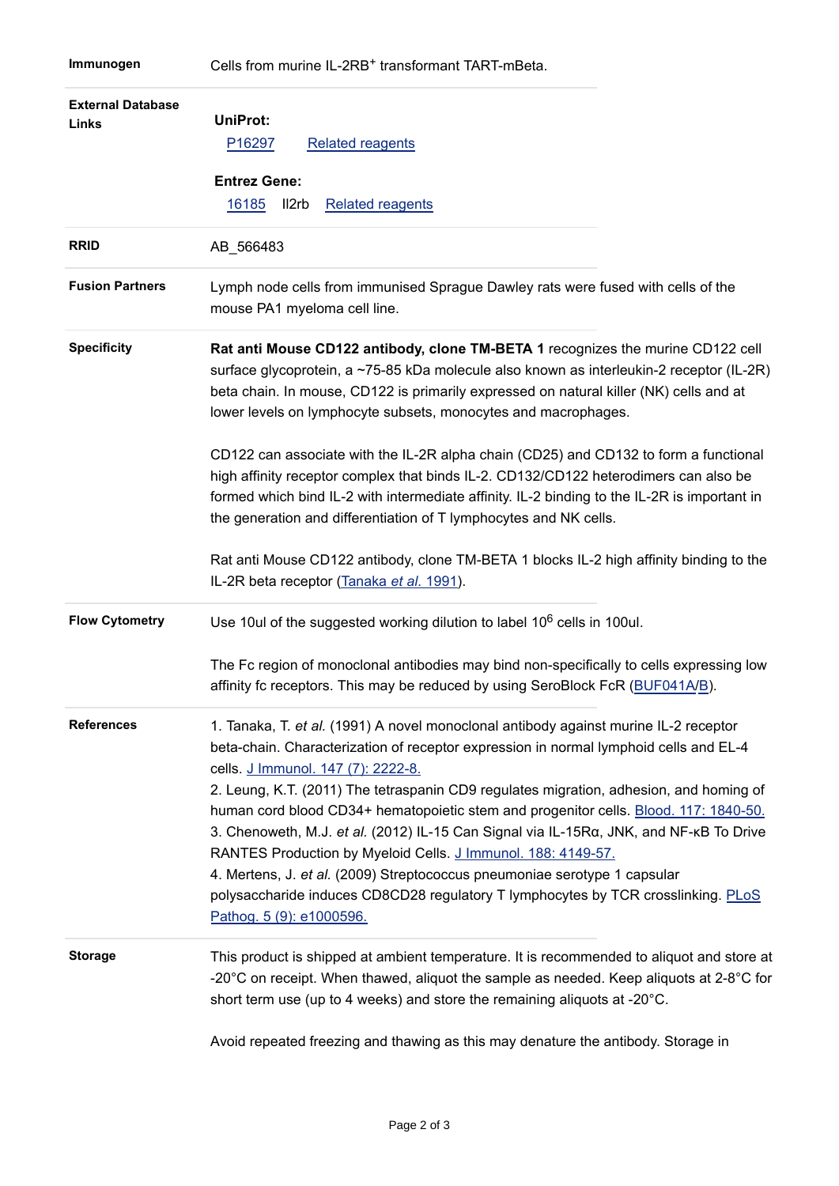| | |
|---|---|
| **Immunogen** | Cells from murine IL-2RB+ transformant TART-mBeta. |
| **External Database Links** | **UniProt:**<br>P16297 Related reagents<br><br>**Entrez Gene:**<br>16185 Il2rb Related reagents |
| **RRID** | AB_566483 |
| **Fusion Partners** | Lymph node cells from immunised Sprague Dawley rats were fused with cells of the mouse PA1 myeloma cell line. |
| **Specificity** | **Rat anti Mouse CD122 antibody, clone TM-BETA 1** recognizes the murine CD122 cell surface glycoprotein, a ~75-85 kDa molecule also known as interleukin-2 receptor (IL-2R) beta chain. In mouse, CD122 is primarily expressed on natural killer (NK) cells and at lower levels on lymphocyte subsets, monocytes and macrophages.<br><br>CD122 can associate with the IL-2R alpha chain (CD25) and CD132 to form a functional high affinity receptor complex that binds IL-2. CD132/CD122 heterodimers can also be formed which bind IL-2 with intermediate affinity. IL-2 binding to the IL-2R is important in the generation and differentiation of T lymphocytes and NK cells.<br><br>Rat anti Mouse CD122 antibody, clone TM-BETA 1 blocks IL-2 high affinity binding to the IL-2R beta receptor (Tanaka *et al.* 1991). |
| **Flow Cytometry** | Use 10ul of the suggested working dilution to label $10^6$ cells in 100ul.<br><br>The Fc region of monoclonal antibodies may bind non-specifically to cells expressing low affinity fc receptors. This may be reduced by using SeroBlock FcR (BUF041A/B). |
| **References** | 1. Tanaka, T. *et al.* (1991) A novel monoclonal antibody against murine IL-2 receptor beta-chain. Characterization of receptor expression in normal lymphoid cells and EL-4 cells. J Immunol. 147 (7): 2222-8.<br>2. Leung, K.T. (2011) The tetraspanin CD9 regulates migration, adhesion, and homing of human cord blood CD34+ hematopoietic stem and progenitor cells. Blood. 117: 1840-50.<br>3. Chenoweth, M.J. *et al.* (2012) IL-15 Can Signal via IL-15Rα, JNK, and NF-κB To Drive RANTES Production by Myeloid Cells. J Immunol. 188: 4149-57.<br>4. Mertens, J. *et al.* (2009) Streptococcus pneumoniae serotype 1 capsular polysaccharide induces CD8CD28 regulatory T lymphocytes by TCR crosslinking. PLoS Pathog. 5 (9): e1000596. |
| **Storage** | This product is shipped at ambient temperature. It is recommended to aliquot and store at -20°C on receipt. When thawed, aliquot the sample as needed. Keep aliquots at 2-8°C for short term use (up to 4 weeks) and store the remaining aliquots at -20°C.<br><br>Avoid repeated freezing and thawing as this may denature the antibody. Storage in |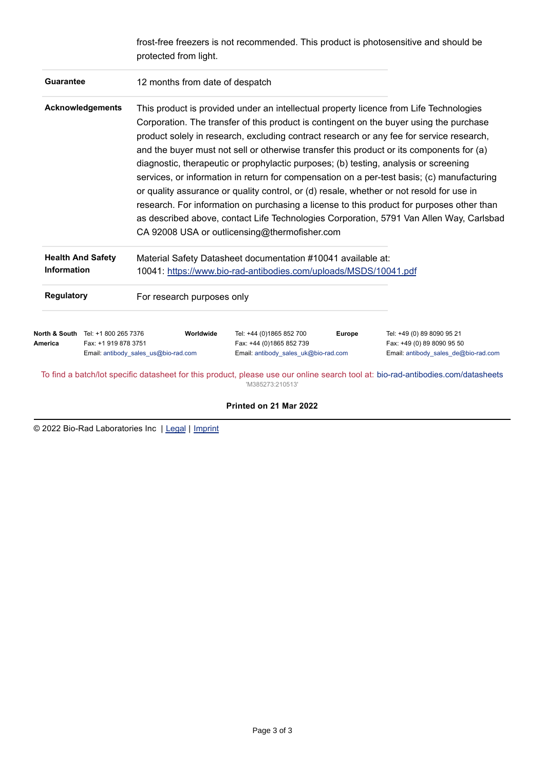frost-free freezers is not recommended. This product is photosensitive and should be protected from light.

| | |
|---|---|
| **Guarantee** | 12 months from date of despatch |
| **Acknowledgements** | This product is provided under an intellectual property licence from Life Technologies Corporation. The transfer of this product is contingent on the buyer using the purchase product solely in research, excluding contract research or any fee for service research, and the buyer must not sell or otherwise transfer this product or its components for (a) diagnostic, therapeutic or prophylactic purposes; (b) testing, analysis or screening services, or information in return for compensation on a per-test basis; (c) manufacturing or quality assurance or quality control, or (d) resale, whether or not resold for use in research. For information on purchasing a license to this product for purposes other than as described above, contact Life Technologies Corporation, 5791 Van Allen Way, Carlsbad CA 92008 USA or outlicensing@thermofisher.com |
| **Health And Safety Information** | Material Safety Datasheet documentation #10041 available at: 10041: https://www.bio-rad-antibodies.com/uploads/MSDS/10041.pdf |
| **Regulatory** | For research purposes only |

| | | | | | |
|---|---|---|---|---|---|
| **North & South America** | Tel: +1 800 265 7376<br>Fax: +1 919 878 3751<br>Email: antibody_sales_us@bio-rad.com | **Worldwide** | Tel: +44 (0)1865 852 700<br>Fax: +44 (0)1865 852 739<br>Email: antibody_sales_uk@bio-rad.com | **Europe** | Tel: +49 (0) 89 8090 95 21<br>Fax: +49 (0) 89 8090 95 50<br>Email: antibody_sales_de@bio-rad.com |

To find a batch/lot specific datasheet for this product, please use our online search tool at: bio-rad-antibodies.com/datasheets

'M385273:210513'

**Printed on 21 Mar 2022**

© 2022 Bio-Rad Laboratories Inc | Legal | Imprint